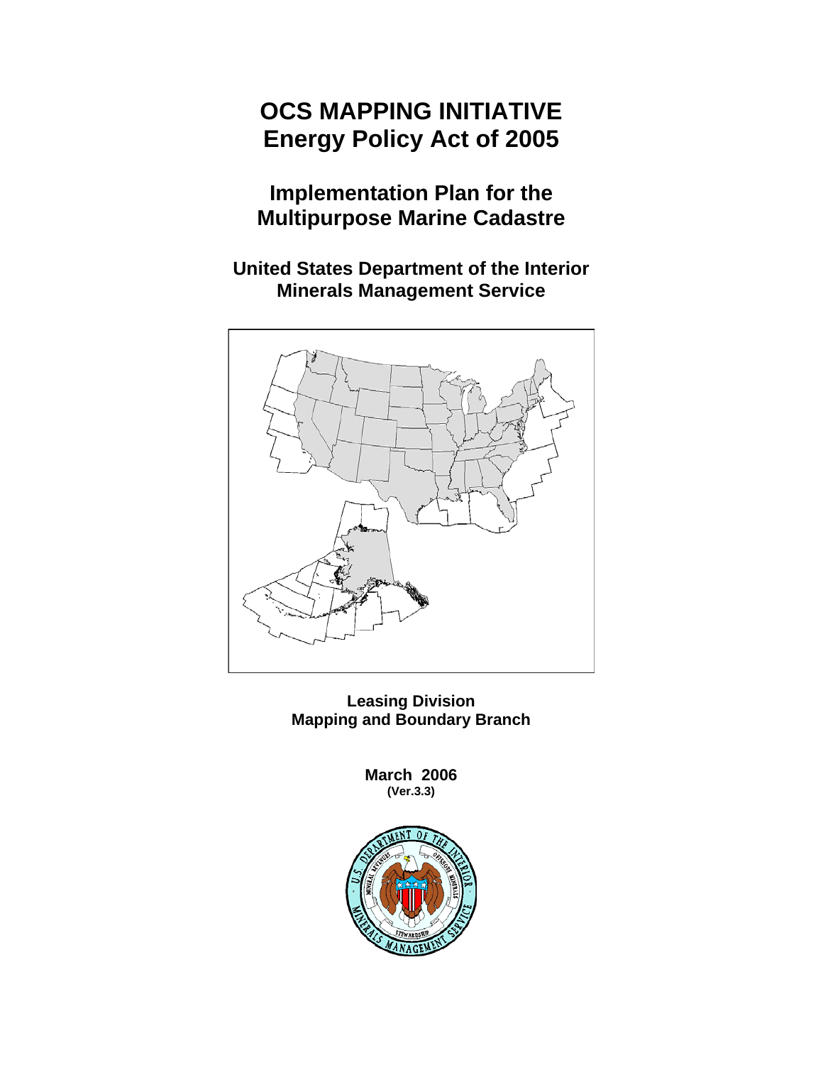# OCS MAPPING INITIATIVE
# Energy Policy Act of 2005

## Implementation Plan for the Multipurpose Marine Cadastre

### United States Department of the Interior
### Minerals Management Service

**Leasing Division**
**Mapping and Boundary Branch**

**March 2006**
**(Ver.3.3)**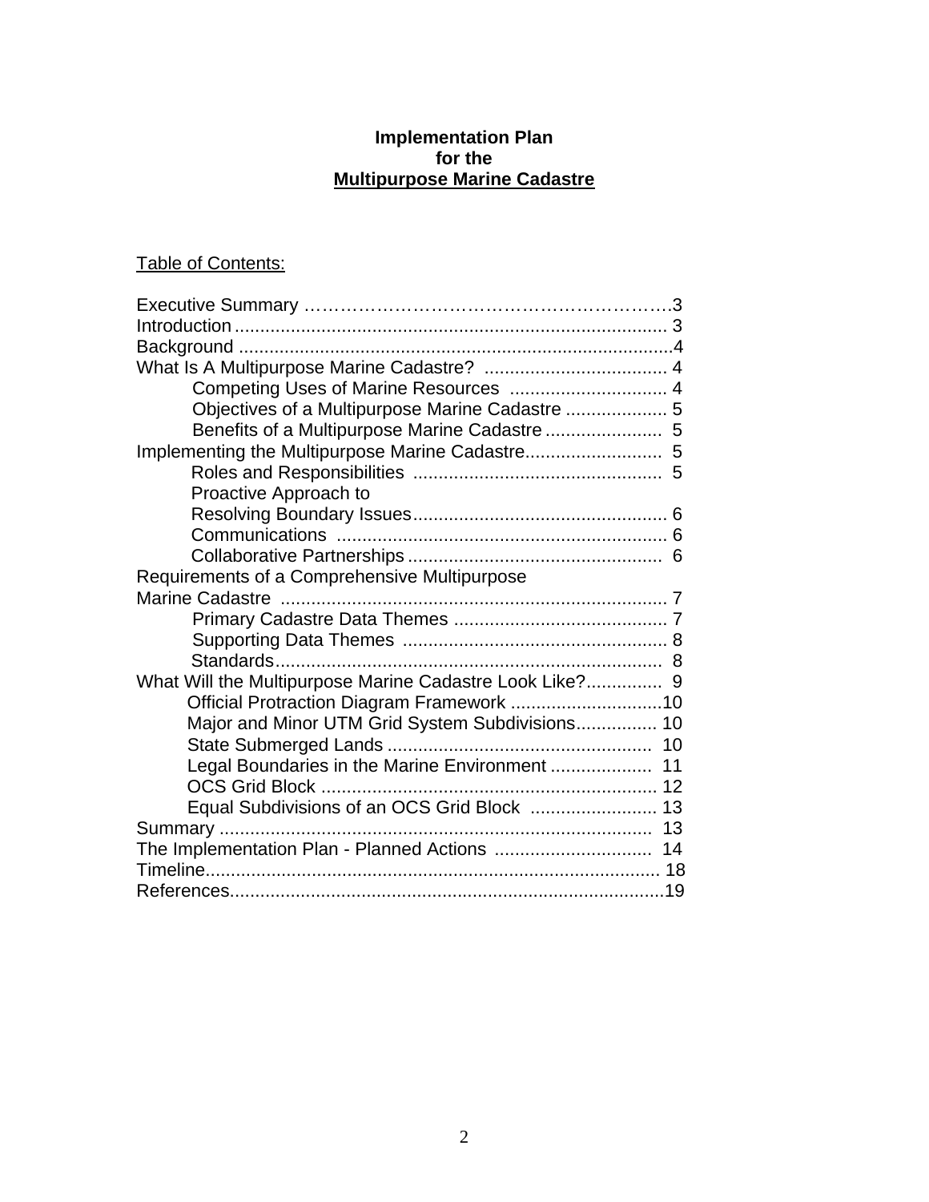**Implementation Plan**
**for the**
**Multipurpose Marine Cadastre**

Table of Contents:

Executive Summary ……………………………………………………….3
Introduction ..................................................................................... 3
Background .....................................................................................4
What Is A Multipurpose Marine Cadastre? .................................... 4
- Competing Uses of Marine Resources ............................... 4
- Objectives of a Multipurpose Marine Cadastre .................... 5
- Benefits of a Multipurpose Marine Cadastre ....................... 5

Implementing the Multipurpose Marine Cadastre........................... 5
- Roles and Responsibilities ................................................ 5
- Proactive Approach to Resolving Boundary Issues.................................................. 6
- Communications ................................................................ 6
- Collaborative Partnerships .................................................. 6

Requirements of a Comprehensive Multipurpose Marine Cadastre ............................................................................ 7
- Primary Cadastre Data Themes .......................................... 7
- Supporting Data Themes ................................................... 8
- Standards........................................................................... 8

What Will the Multipurpose Marine Cadastre Look Like?............... 9
- Official Protraction Diagram Framework ..............................10
- Major and Minor UTM Grid System Subdivisions................ 10
- State Submerged Lands .................................................... 10
- Legal Boundaries in the Marine Environment .................... 11
- OCS Grid Block .................................................................. 12
- Equal Subdivisions of an OCS Grid Block ......................... 13

Summary ..................................................................................... 13
The Implementation Plan - Planned Actions ............................... 14
Timeline.......................................................................................... 18
References......................................................................................19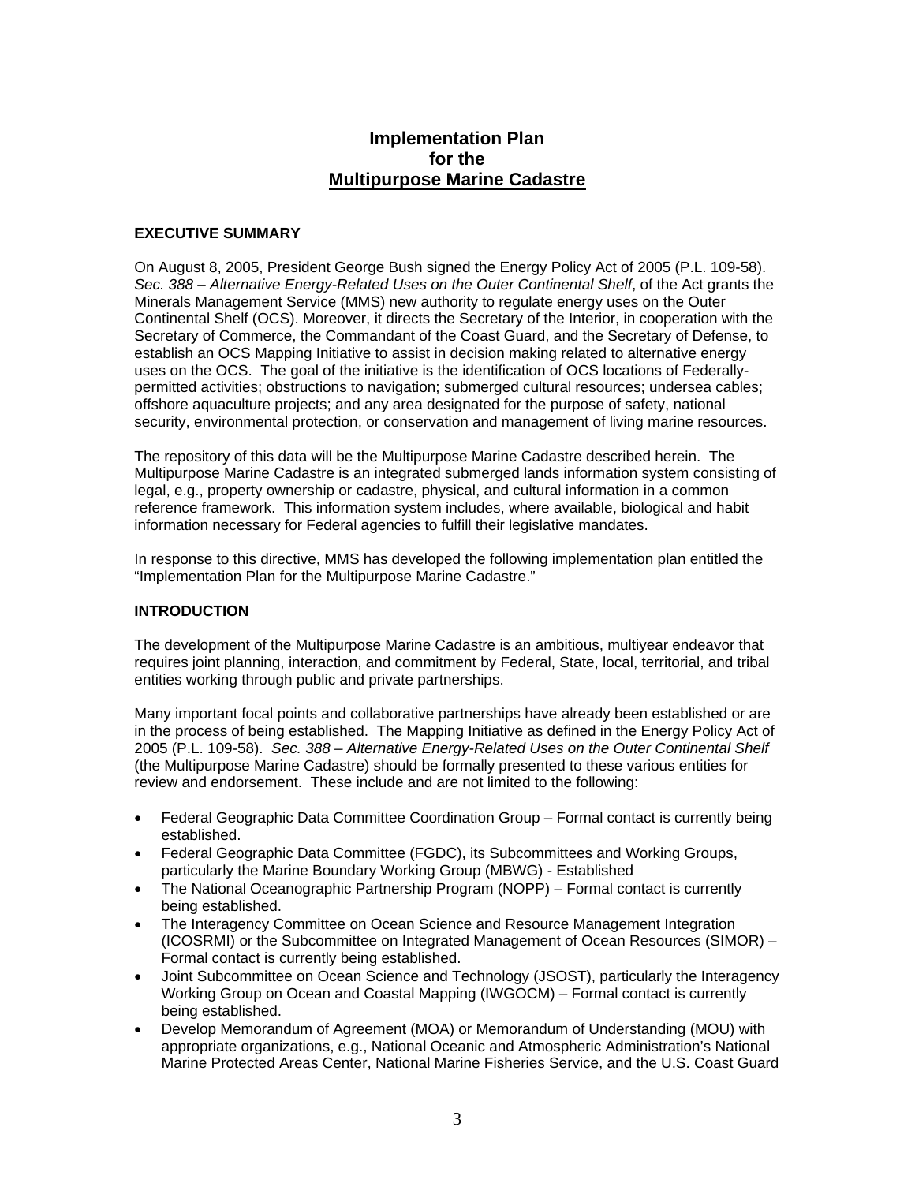# Implementation Plan for the <u>Multipurpose Marine Cadastre</u>

## EXECUTIVE SUMMARY

On August 8, 2005, President George Bush signed the Energy Policy Act of 2005 (P.L. 109-58). *Sec. 388 – Alternative Energy-Related Uses on the Outer Continental Shelf*, of the Act grants the Minerals Management Service (MMS) new authority to regulate energy uses on the Outer Continental Shelf (OCS). Moreover, it directs the Secretary of the Interior, in cooperation with the Secretary of Commerce, the Commandant of the Coast Guard, and the Secretary of Defense, to establish an OCS Mapping Initiative to assist in decision making related to alternative energy uses on the OCS. The goal of the initiative is the identification of OCS locations of Federally-permitted activities; obstructions to navigation; submerged cultural resources; undersea cables; offshore aquaculture projects; and any area designated for the purpose of safety, national security, environmental protection, or conservation and management of living marine resources.

The repository of this data will be the Multipurpose Marine Cadastre described herein. The Multipurpose Marine Cadastre is an integrated submerged lands information system consisting of legal, e.g., property ownership or cadastre, physical, and cultural information in a common reference framework. This information system includes, where available, biological and habit information necessary for Federal agencies to fulfill their legislative mandates.

In response to this directive, MMS has developed the following implementation plan entitled the "Implementation Plan for the Multipurpose Marine Cadastre."

## INTRODUCTION

The development of the Multipurpose Marine Cadastre is an ambitious, multiyear endeavor that requires joint planning, interaction, and commitment by Federal, State, local, territorial, and tribal entities working through public and private partnerships.

Many important focal points and collaborative partnerships have already been established or are in the process of being established. The Mapping Initiative as defined in the Energy Policy Act of 2005 (P.L. 109-58). *Sec. 388 – Alternative Energy-Related Uses on the Outer Continental Shelf* (the Multipurpose Marine Cadastre) should be formally presented to these various entities for review and endorsement. These include and are not limited to the following:

- Federal Geographic Data Committee Coordination Group – Formal contact is currently being established.
- Federal Geographic Data Committee (FGDC), its Subcommittees and Working Groups, particularly the Marine Boundary Working Group (MBWG) - Established
- The National Oceanographic Partnership Program (NOPP) – Formal contact is currently being established.
- The Interagency Committee on Ocean Science and Resource Management Integration (ICOSRMI) or the Subcommittee on Integrated Management of Ocean Resources (SIMOR) – Formal contact is currently being established.
- Joint Subcommittee on Ocean Science and Technology (JSOST), particularly the Interagency Working Group on Ocean and Coastal Mapping (IWGOCM) – Formal contact is currently being established.
- Develop Memorandum of Agreement (MOA) or Memorandum of Understanding (MOU) with appropriate organizations, e.g., National Oceanic and Atmospheric Administration's National Marine Protected Areas Center, National Marine Fisheries Service, and the U.S. Coast Guard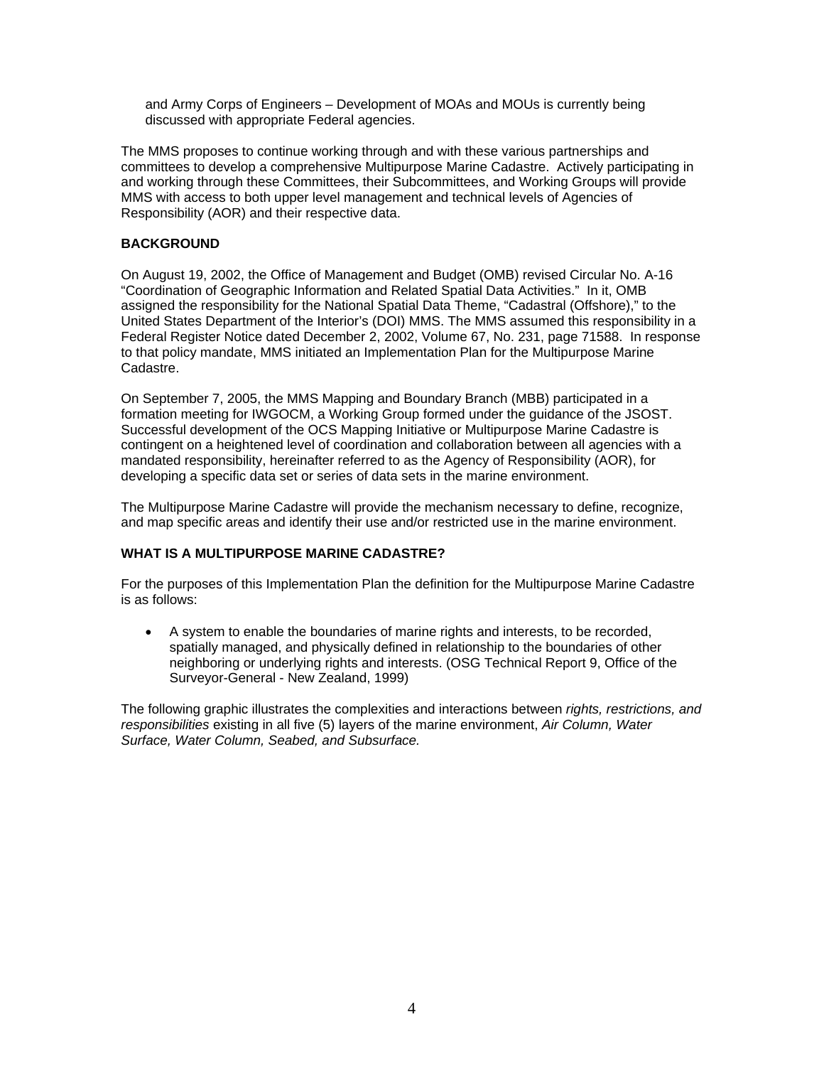and Army Corps of Engineers – Development of MOAs and MOUs is currently being discussed with appropriate Federal agencies.

The MMS proposes to continue working through and with these various partnerships and committees to develop a comprehensive Multipurpose Marine Cadastre. Actively participating in and working through these Committees, their Subcommittees, and Working Groups will provide MMS with access to both upper level management and technical levels of Agencies of Responsibility (AOR) and their respective data.

**BACKGROUND**

On August 19, 2002, the Office of Management and Budget (OMB) revised Circular No. A-16 "Coordination of Geographic Information and Related Spatial Data Activities." In it, OMB assigned the responsibility for the National Spatial Data Theme, "Cadastral (Offshore)," to the United States Department of the Interior's (DOI) MMS. The MMS assumed this responsibility in a Federal Register Notice dated December 2, 2002, Volume 67, No. 231, page 71588. In response to that policy mandate, MMS initiated an Implementation Plan for the Multipurpose Marine Cadastre.

On September 7, 2005, the MMS Mapping and Boundary Branch (MBB) participated in a formation meeting for IWGOCM, a Working Group formed under the guidance of the JSOST. Successful development of the OCS Mapping Initiative or Multipurpose Marine Cadastre is contingent on a heightened level of coordination and collaboration between all agencies with a mandated responsibility, hereinafter referred to as the Agency of Responsibility (AOR), for developing a specific data set or series of data sets in the marine environment.

The Multipurpose Marine Cadastre will provide the mechanism necessary to define, recognize, and map specific areas and identify their use and/or restricted use in the marine environment.

**WHAT IS A MULTIPURPOSE MARINE CADASTRE?**

For the purposes of this Implementation Plan the definition for the Multipurpose Marine Cadastre is as follows:

- A system to enable the boundaries of marine rights and interests, to be recorded, spatially managed, and physically defined in relationship to the boundaries of other neighboring or underlying rights and interests. (OSG Technical Report 9, Office of the Surveyor-General - New Zealand, 1999)

The following graphic illustrates the complexities and interactions between *rights, restrictions, and responsibilities* existing in all five (5) layers of the marine environment, *Air Column, Water Surface, Water Column, Seabed, and Subsurface.*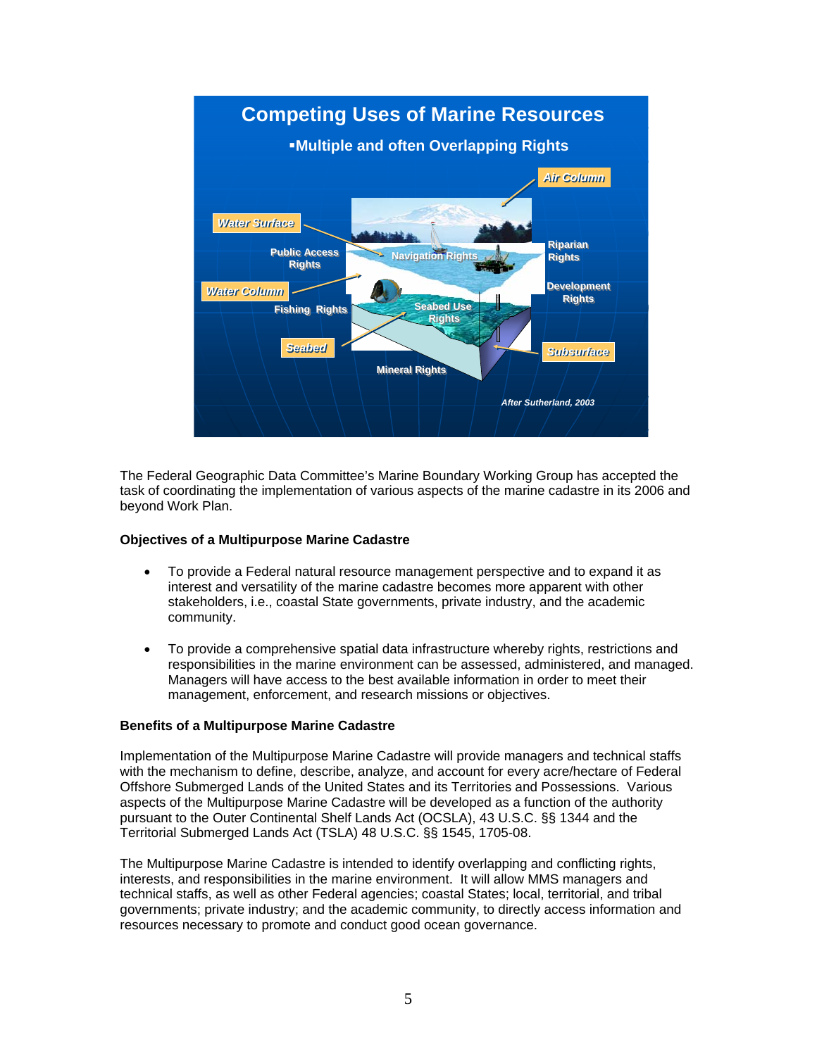The Federal Geographic Data Committee's Marine Boundary Working Group has accepted the task of coordinating the implementation of various aspects of the marine cadastre in its 2006 and beyond Work Plan.

**Objectives of a Multipurpose Marine Cadastre**

- To provide a Federal natural resource management perspective and to expand it as interest and versatility of the marine cadastre becomes more apparent with other stakeholders, i.e., coastal State governments, private industry, and the academic community.

- To provide a comprehensive spatial data infrastructure whereby rights, restrictions and responsibilities in the marine environment can be assessed, administered, and managed. Managers will have access to the best available information in order to meet their management, enforcement, and research missions or objectives.

**Benefits of a Multipurpose Marine Cadastre**

Implementation of the Multipurpose Marine Cadastre will provide managers and technical staffs with the mechanism to define, describe, analyze, and account for every acre/hectare of Federal Offshore Submerged Lands of the United States and its Territories and Possessions. Various aspects of the Multipurpose Marine Cadastre will be developed as a function of the authority pursuant to the Outer Continental Shelf Lands Act (OCSLA), 43 U.S.C. §§ 1344 and the Territorial Submerged Lands Act (TSLA) 48 U.S.C. §§ 1545, 1705-08.

The Multipurpose Marine Cadastre is intended to identify overlapping and conflicting rights, interests, and responsibilities in the marine environment. It will allow MMS managers and technical staffs, as well as other Federal agencies; coastal States; local, territorial, and tribal governments; private industry; and the academic community, to directly access information and resources necessary to promote and conduct good ocean governance.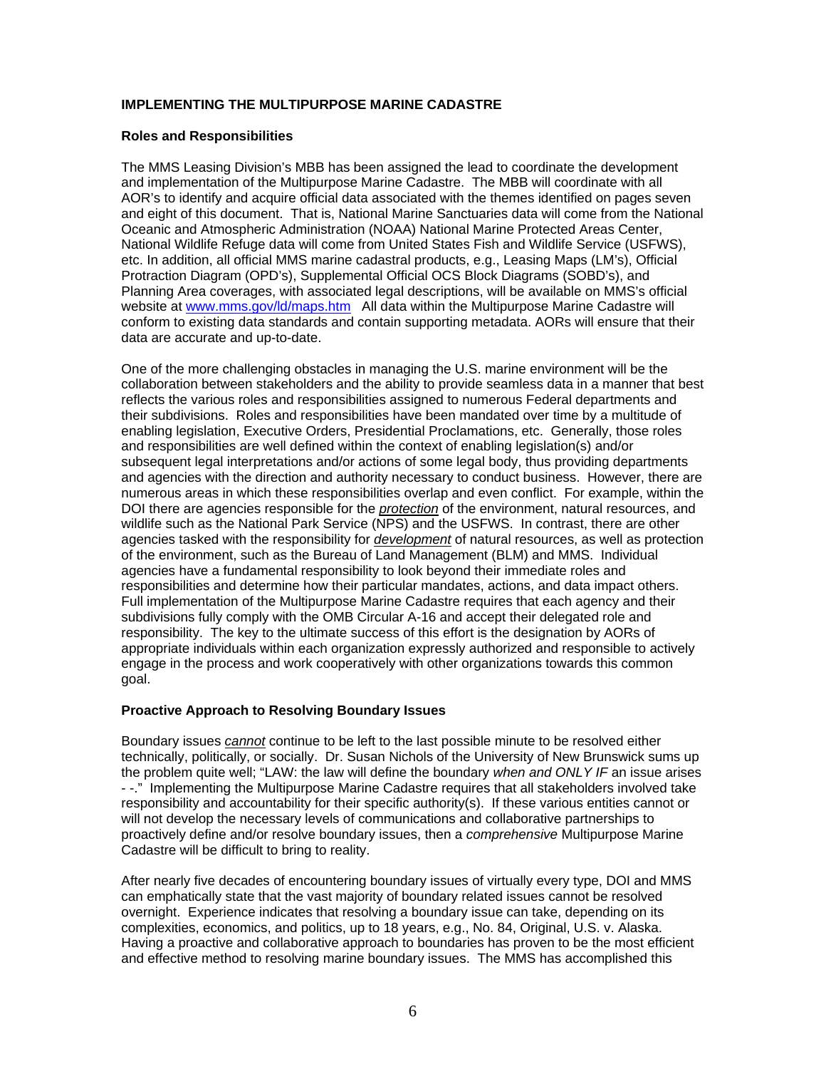## IMPLEMENTING THE MULTIPURPOSE MARINE CADASTRE

### Roles and Responsibilities

The MMS Leasing Division's MBB has been assigned the lead to coordinate the development and implementation of the Multipurpose Marine Cadastre. The MBB will coordinate with all AOR's to identify and acquire official data associated with the themes identified on pages seven and eight of this document. That is, National Marine Sanctuaries data will come from the National Oceanic and Atmospheric Administration (NOAA) National Marine Protected Areas Center, National Wildlife Refuge data will come from United States Fish and Wildlife Service (USFWS), etc. In addition, all official MMS marine cadastral products, e.g., Leasing Maps (LM's), Official Protraction Diagram (OPD's), Supplemental Official OCS Block Diagrams (SOBD's), and Planning Area coverages, with associated legal descriptions, will be available on MMS's official website at www.mms.gov/ld/maps.htm All data within the Multipurpose Marine Cadastre will conform to existing data standards and contain supporting metadata. AORs will ensure that their data are accurate and up-to-date.

One of the more challenging obstacles in managing the U.S. marine environment will be the collaboration between stakeholders and the ability to provide seamless data in a manner that best reflects the various roles and responsibilities assigned to numerous Federal departments and their subdivisions. Roles and responsibilities have been mandated over time by a multitude of enabling legislation, Executive Orders, Presidential Proclamations, etc. Generally, those roles and responsibilities are well defined within the context of enabling legislation(s) and/or subsequent legal interpretations and/or actions of some legal body, thus providing departments and agencies with the direction and authority necessary to conduct business. However, there are numerous areas in which these responsibilities overlap and even conflict. For example, within the DOI there are agencies responsible for the ***protection*** of the environment, natural resources, and wildlife such as the National Park Service (NPS) and the USFWS. In contrast, there are other agencies tasked with the responsibility for ***development*** of natural resources, as well as protection of the environment, such as the Bureau of Land Management (BLM) and MMS. Individual agencies have a fundamental responsibility to look beyond their immediate roles and responsibilities and determine how their particular mandates, actions, and data impact others. Full implementation of the Multipurpose Marine Cadastre requires that each agency and their subdivisions fully comply with the OMB Circular A-16 and accept their delegated role and responsibility. The key to the ultimate success of this effort is the designation by AORs of appropriate individuals within each organization expressly authorized and responsible to actively engage in the process and work cooperatively with other organizations towards this common goal.

### Proactive Approach to Resolving Boundary Issues

Boundary issues *cannot* continue to be left to the last possible minute to be resolved either technically, politically, or socially. Dr. Susan Nichols of the University of New Brunswick sums up the problem quite well; "LAW: the law will define the boundary *when and ONLY IF* an issue arises - -." Implementing the Multipurpose Marine Cadastre requires that all stakeholders involved take responsibility and accountability for their specific authority(s). If these various entities cannot or will not develop the necessary levels of communications and collaborative partnerships to proactively define and/or resolve boundary issues, then a *comprehensive* Multipurpose Marine Cadastre will be difficult to bring to reality.

After nearly five decades of encountering boundary issues of virtually every type, DOI and MMS can emphatically state that the vast majority of boundary related issues cannot be resolved overnight. Experience indicates that resolving a boundary issue can take, depending on its complexities, economics, and politics, up to 18 years, e.g., No. 84, Original, U.S. v. Alaska. Having a proactive and collaborative approach to boundaries has proven to be the most efficient and effective method to resolving marine boundary issues. The MMS has accomplished this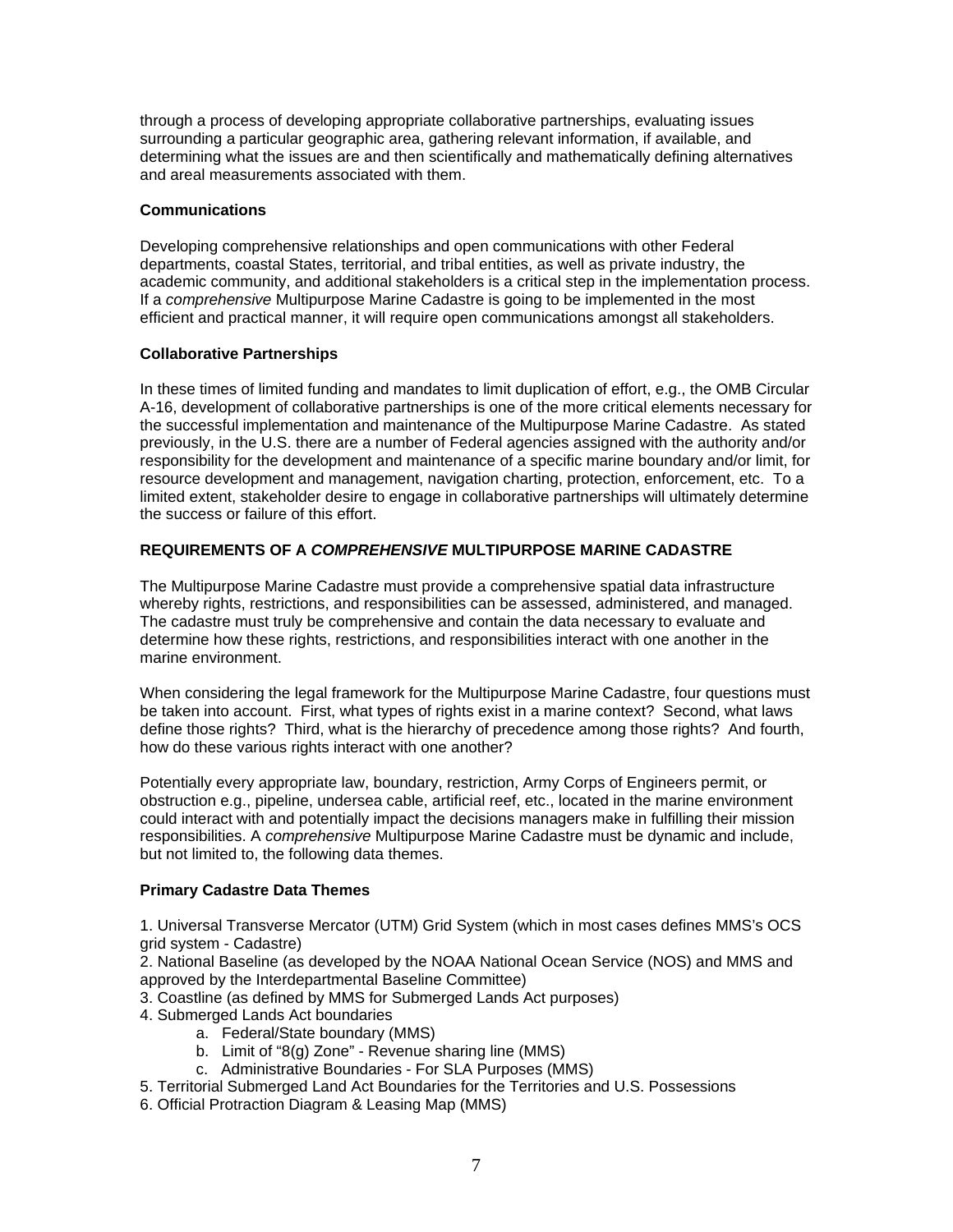through a process of developing appropriate collaborative partnerships, evaluating issues surrounding a particular geographic area, gathering relevant information, if available, and determining what the issues are and then scientifically and mathematically defining alternatives and areal measurements associated with them.

### Communications

Developing comprehensive relationships and open communications with other Federal departments, coastal States, territorial, and tribal entities, as well as private industry, the academic community, and additional stakeholders is a critical step in the implementation process. If a *comprehensive* Multipurpose Marine Cadastre is going to be implemented in the most efficient and practical manner, it will require open communications amongst all stakeholders.

### Collaborative Partnerships

In these times of limited funding and mandates to limit duplication of effort, e.g., the OMB Circular A-16, development of collaborative partnerships is one of the more critical elements necessary for the successful implementation and maintenance of the Multipurpose Marine Cadastre. As stated previously, in the U.S. there are a number of Federal agencies assigned with the authority and/or responsibility for the development and maintenance of a specific marine boundary and/or limit, for resource development and management, navigation charting, protection, enforcement, etc. To a limited extent, stakeholder desire to engage in collaborative partnerships will ultimately determine the success or failure of this effort.

## REQUIREMENTS OF A *COMPREHENSIVE* MULTIPURPOSE MARINE CADASTRE

The Multipurpose Marine Cadastre must provide a comprehensive spatial data infrastructure whereby rights, restrictions, and responsibilities can be assessed, administered, and managed. The cadastre must truly be comprehensive and contain the data necessary to evaluate and determine how these rights, restrictions, and responsibilities interact with one another in the marine environment.

When considering the legal framework for the Multipurpose Marine Cadastre, four questions must be taken into account. First, what types of rights exist in a marine context? Second, what laws define those rights? Third, what is the hierarchy of precedence among those rights? And fourth, how do these various rights interact with one another?

Potentially every appropriate law, boundary, restriction, Army Corps of Engineers permit, or obstruction e.g., pipeline, undersea cable, artificial reef, etc., located in the marine environment could interact with and potentially impact the decisions managers make in fulfilling their mission responsibilities. A *comprehensive* Multipurpose Marine Cadastre must be dynamic and include, but not limited to, the following data themes.

### Primary Cadastre Data Themes

1. Universal Transverse Mercator (UTM) Grid System (which in most cases defines MMS's OCS grid system - Cadastre)
2. National Baseline (as developed by the NOAA National Ocean Service (NOS) and MMS and approved by the Interdepartmental Baseline Committee)
3. Coastline (as defined by MMS for Submerged Lands Act purposes)
4. Submerged Lands Act boundaries
   a. Federal/State boundary (MMS)
   b. Limit of "8(g) Zone" - Revenue sharing line (MMS)
   c. Administrative Boundaries - For SLA Purposes (MMS)
5. Territorial Submerged Land Act Boundaries for the Territories and U.S. Possessions
6. Official Protraction Diagram & Leasing Map (MMS)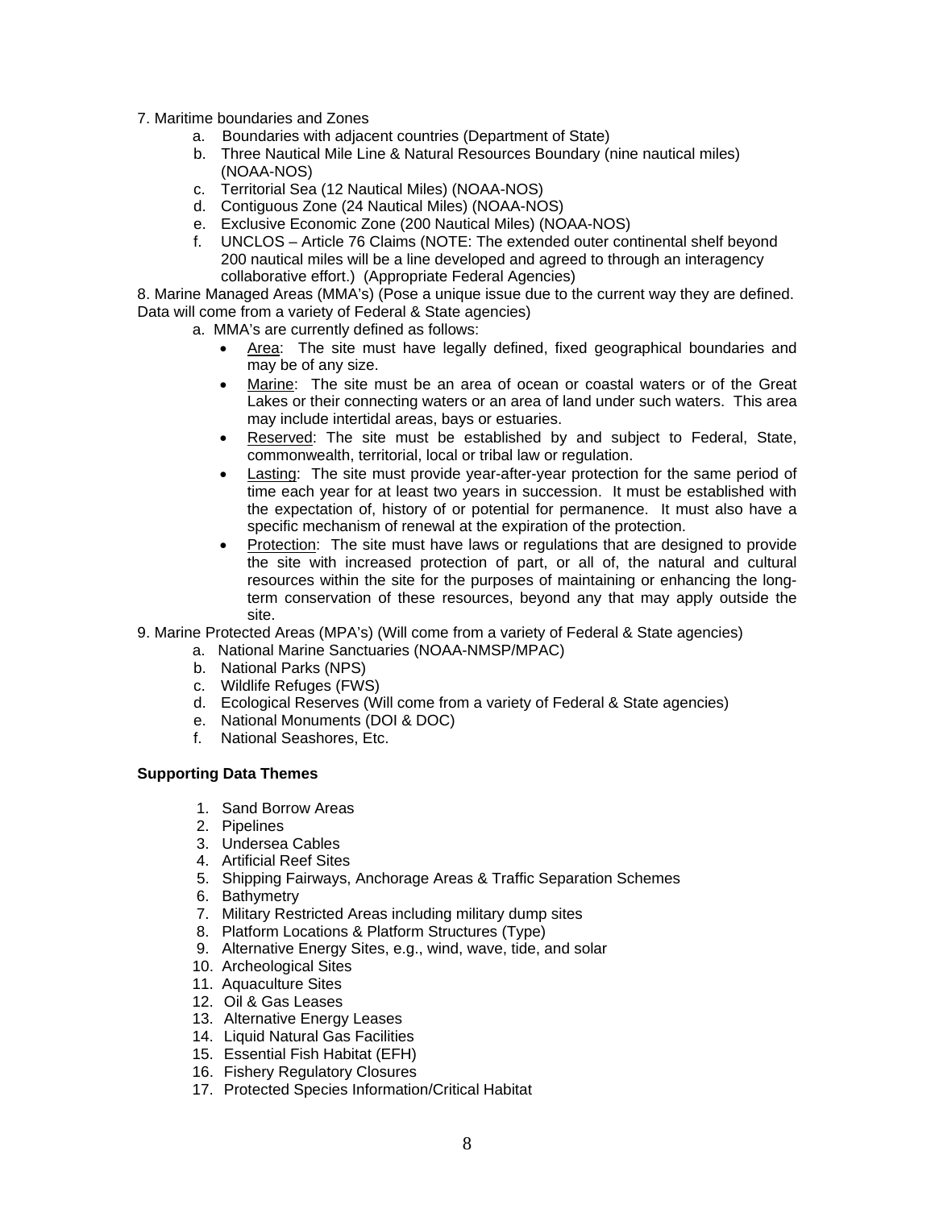7. Maritime boundaries and Zones
    a. Boundaries with adjacent countries (Department of State)
    b. Three Nautical Mile Line & Natural Resources Boundary (nine nautical miles) (NOAA-NOS)
    c. Territorial Sea (12 Nautical Miles) (NOAA-NOS)
    d. Contiguous Zone (24 Nautical Miles) (NOAA-NOS)
    e. Exclusive Economic Zone (200 Nautical Miles) (NOAA-NOS)
    f. UNCLOS – Article 76 Claims (NOTE: The extended outer continental shelf beyond 200 nautical miles will be a line developed and agreed to through an interagency collaborative effort.) (Appropriate Federal Agencies)

8. Marine Managed Areas (MMA's) (Pose a unique issue due to the current way they are defined. Data will come from a variety of Federal & State agencies)
    a. MMA's are currently defined as follows:
        - Area: The site must have legally defined, fixed geographical boundaries and may be of any size.
        - Marine: The site must be an area of ocean or coastal waters or of the Great Lakes or their connecting waters or an area of land under such waters. This area may include intertidal areas, bays or estuaries.
        - Reserved: The site must be established by and subject to Federal, State, commonwealth, territorial, local or tribal law or regulation.
        - Lasting: The site must provide year-after-year protection for the same period of time each year for at least two years in succession. It must be established with the expectation of, history of or potential for permanence. It must also have a specific mechanism of renewal at the expiration of the protection.
        - Protection: The site must have laws or regulations that are designed to provide the site with increased protection of part, or all of, the natural and cultural resources within the site for the purposes of maintaining or enhancing the long-term conservation of these resources, beyond any that may apply outside the site.

9. Marine Protected Areas (MPA's) (Will come from a variety of Federal & State agencies)
    a. National Marine Sanctuaries (NOAA-NMSP/MPAC)
    b. National Parks (NPS)
    c. Wildlife Refuges (FWS)
    d. Ecological Reserves (Will come from a variety of Federal & State agencies)
    e. National Monuments (DOI & DOC)
    f. National Seashores, Etc.

**Supporting Data Themes**

1. Sand Borrow Areas
2. Pipelines
3. Undersea Cables
4. Artificial Reef Sites
5. Shipping Fairways, Anchorage Areas & Traffic Separation Schemes
6. Bathymetry
7. Military Restricted Areas including military dump sites
8. Platform Locations & Platform Structures (Type)
9. Alternative Energy Sites, e.g., wind, wave, tide, and solar
10. Archeological Sites
11. Aquaculture Sites
12. Oil & Gas Leases
13. Alternative Energy Leases
14. Liquid Natural Gas Facilities
15. Essential Fish Habitat (EFH)
16. Fishery Regulatory Closures
17. Protected Species Information/Critical Habitat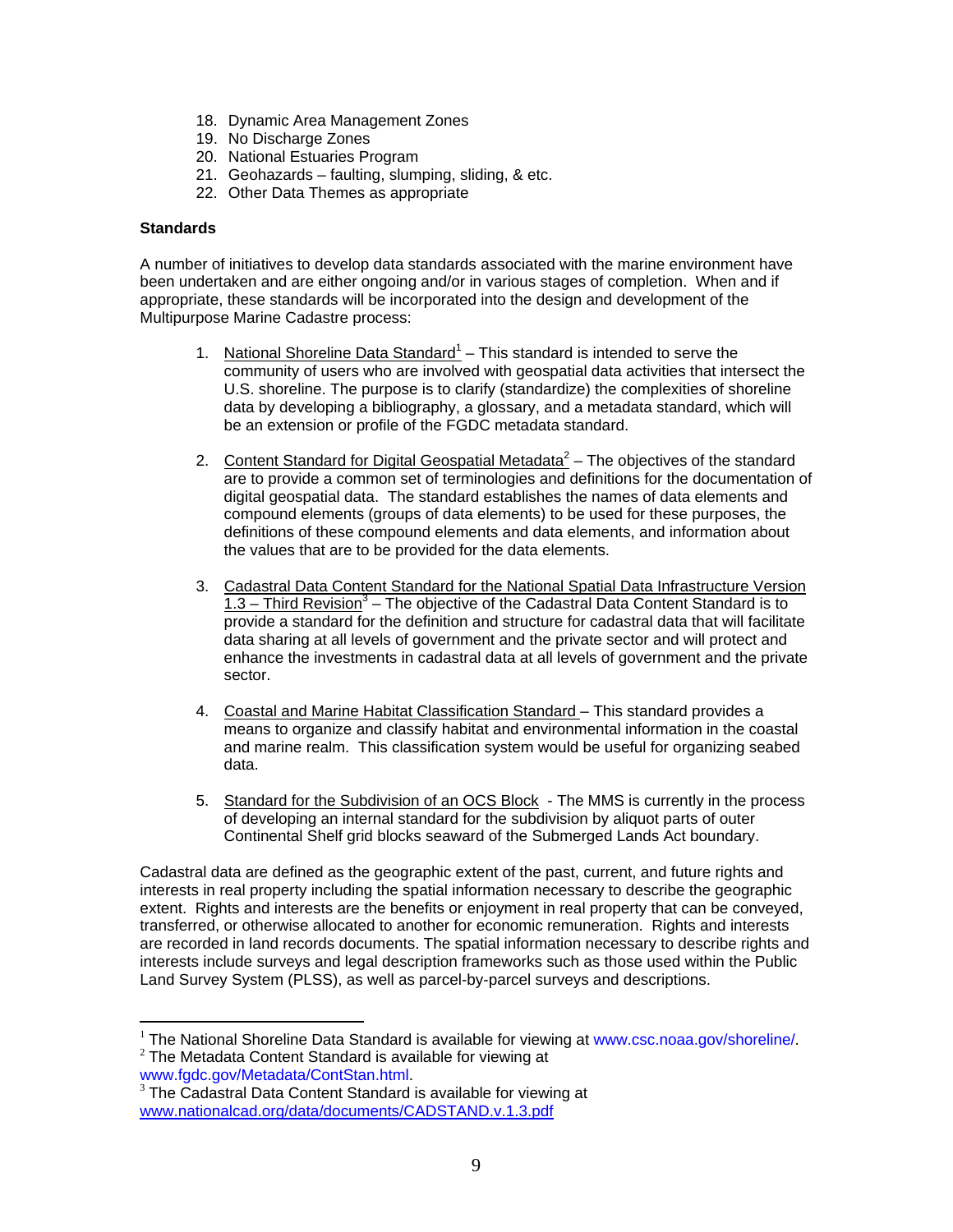18. Dynamic Area Management Zones
19. No Discharge Zones
20. National Estuaries Program
21. Geohazards – faulting, slumping, sliding, & etc.
22. Other Data Themes as appropriate

**Standards**

A number of initiatives to develop data standards associated with the marine environment have been undertaken and are either ongoing and/or in various stages of completion. When and if appropriate, these standards will be incorporated into the design and development of the Multipurpose Marine Cadastre process:

1. National Shoreline Data Standard[1] – This standard is intended to serve the community of users who are involved with geospatial data activities that intersect the U.S. shoreline. The purpose is to clarify (standardize) the complexities of shoreline data by developing a bibliography, a glossary, and a metadata standard, which will be an extension or profile of the FGDC metadata standard.

2. Content Standard for Digital Geospatial Metadata[2] – The objectives of the standard are to provide a common set of terminologies and definitions for the documentation of digital geospatial data. The standard establishes the names of data elements and compound elements (groups of data elements) to be used for these purposes, the definitions of these compound elements and data elements, and information about the values that are to be provided for the data elements.

3. Cadastral Data Content Standard for the National Spatial Data Infrastructure Version 1.3 – Third Revision[3] – The objective of the Cadastral Data Content Standard is to provide a standard for the definition and structure for cadastral data that will facilitate data sharing at all levels of government and the private sector and will protect and enhance the investments in cadastral data at all levels of government and the private sector.

4. Coastal and Marine Habitat Classification Standard – This standard provides a means to organize and classify habitat and environmental information in the coastal and marine realm. This classification system would be useful for organizing seabed data.

5. Standard for the Subdivision of an OCS Block - The MMS is currently in the process of developing an internal standard for the subdivision by aliquot parts of outer Continental Shelf grid blocks seaward of the Submerged Lands Act boundary.

Cadastral data are defined as the geographic extent of the past, current, and future rights and interests in real property including the spatial information necessary to describe the geographic extent. Rights and interests are the benefits or enjoyment in real property that can be conveyed, transferred, or otherwise allocated to another for economic remuneration. Rights and interests are recorded in land records documents. The spatial information necessary to describe rights and interests include surveys and legal description frameworks such as those used within the Public Land Survey System (PLSS), as well as parcel-by-parcel surveys and descriptions.

---

[1] The National Shoreline Data Standard is available for viewing at www.csc.noaa.gov/shoreline/.

[2] The Metadata Content Standard is available for viewing at www.fgdc.gov/Metadata/ContStan.html.

[3] The Cadastral Data Content Standard is available for viewing at www.nationalcad.org/data/documents/CADSTAND.v.1.3.pdf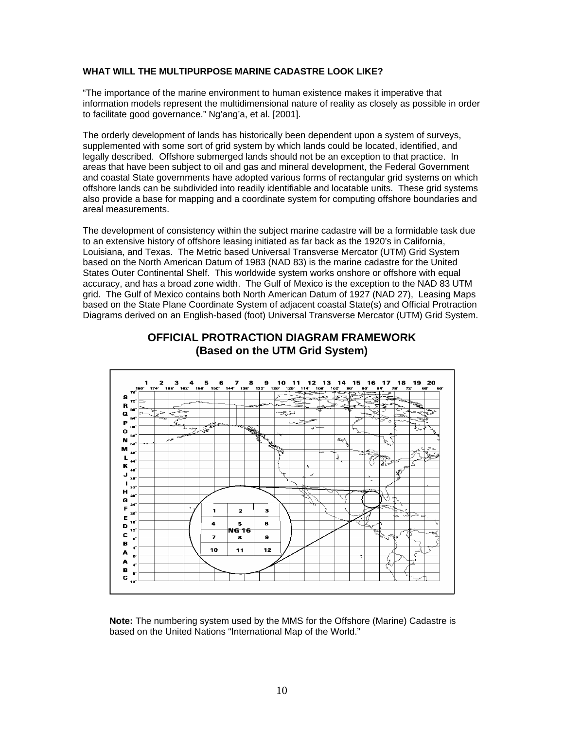**WHAT WILL THE MULTIPURPOSE MARINE CADASTRE LOOK LIKE?**

"The importance of the marine environment to human existence makes it imperative that information models represent the multidimensional nature of reality as closely as possible in order to facilitate good governance." Ng'ang'a, et al. [2001].

The orderly development of lands has historically been dependent upon a system of surveys, supplemented with some sort of grid system by which lands could be located, identified, and legally described. Offshore submerged lands should not be an exception to that practice. In areas that have been subject to oil and gas and mineral development, the Federal Government and coastal State governments have adopted various forms of rectangular grid systems on which offshore lands can be subdivided into readily identifiable and locatable units. These grid systems also provide a base for mapping and a coordinate system for computing offshore boundaries and areal measurements.

The development of consistency within the subject marine cadastre will be a formidable task due to an extensive history of offshore leasing initiated as far back as the 1920's in California, Louisiana, and Texas. The Metric based Universal Transverse Mercator (UTM) Grid System based on the North American Datum of 1983 (NAD 83) is the marine cadastre for the United States Outer Continental Shelf. This worldwide system works onshore or offshore with equal accuracy, and has a broad zone width. The Gulf of Mexico is the exception to the NAD 83 UTM grid. The Gulf of Mexico contains both North American Datum of 1927 (NAD 27), Leasing Maps based on the State Plane Coordinate System of adjacent coastal State(s) and Official Protraction Diagrams derived on an English-based (foot) Universal Transverse Mercator (UTM) Grid System.

## OFFICIAL PROTRACTION DIAGRAM FRAMEWORK
## (Based on the UTM Grid System)

**Note:** The numbering system used by the MMS for the Offshore (Marine) Cadastre is based on the United Nations "International Map of the World."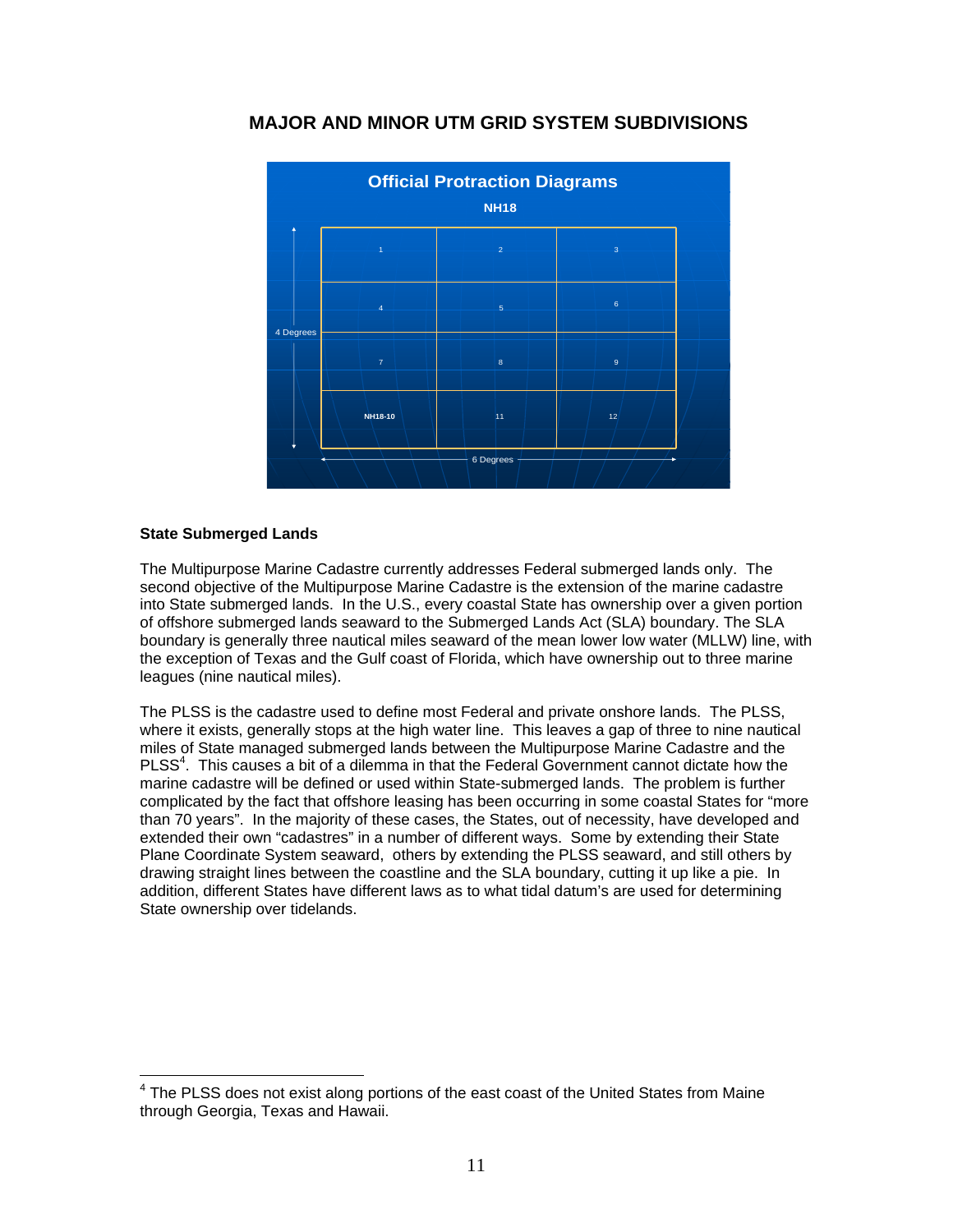## MAJOR AND MINOR UTM GRID SYSTEM SUBDIVISIONS

**Official Protraction Diagrams**

**NH18**

| 1 | 2 | 3 |
|---|---|---|
| 4 | 5 | 6 |
| 7 | 8 | 9 |
| **NH18-10** | 11 | 12 |

4 Degrees

6 Degrees

### State Submerged Lands

The Multipurpose Marine Cadastre currently addresses Federal submerged lands only. The second objective of the Multipurpose Marine Cadastre is the extension of the marine cadastre into State submerged lands. In the U.S., every coastal State has ownership over a given portion of offshore submerged lands seaward to the Submerged Lands Act (SLA) boundary. The SLA boundary is generally three nautical miles seaward of the mean lower low water (MLLW) line, with the exception of Texas and the Gulf coast of Florida, which have ownership out to three marine leagues (nine nautical miles).

The PLSS is the cadastre used to define most Federal and private onshore lands. The PLSS, where it exists, generally stops at the high water line. This leaves a gap of three to nine nautical miles of State managed submerged lands between the Multipurpose Marine Cadastre and the PLSS[4]. This causes a bit of a dilemma in that the Federal Government cannot dictate how the marine cadastre will be defined or used within State-submerged lands. The problem is further complicated by the fact that offshore leasing has been occurring in some coastal States for "more than 70 years". In the majority of these cases, the States, out of necessity, have developed and extended their own "cadastres" in a number of different ways. Some by extending their State Plane Coordinate System seaward, others by extending the PLSS seaward, and still others by drawing straight lines between the coastline and the SLA boundary, cutting it up like a pie. In addition, different States have different laws as to what tidal datum's are used for determining State ownership over tidelands.

[4] The PLSS does not exist along portions of the east coast of the United States from Maine through Georgia, Texas and Hawaii.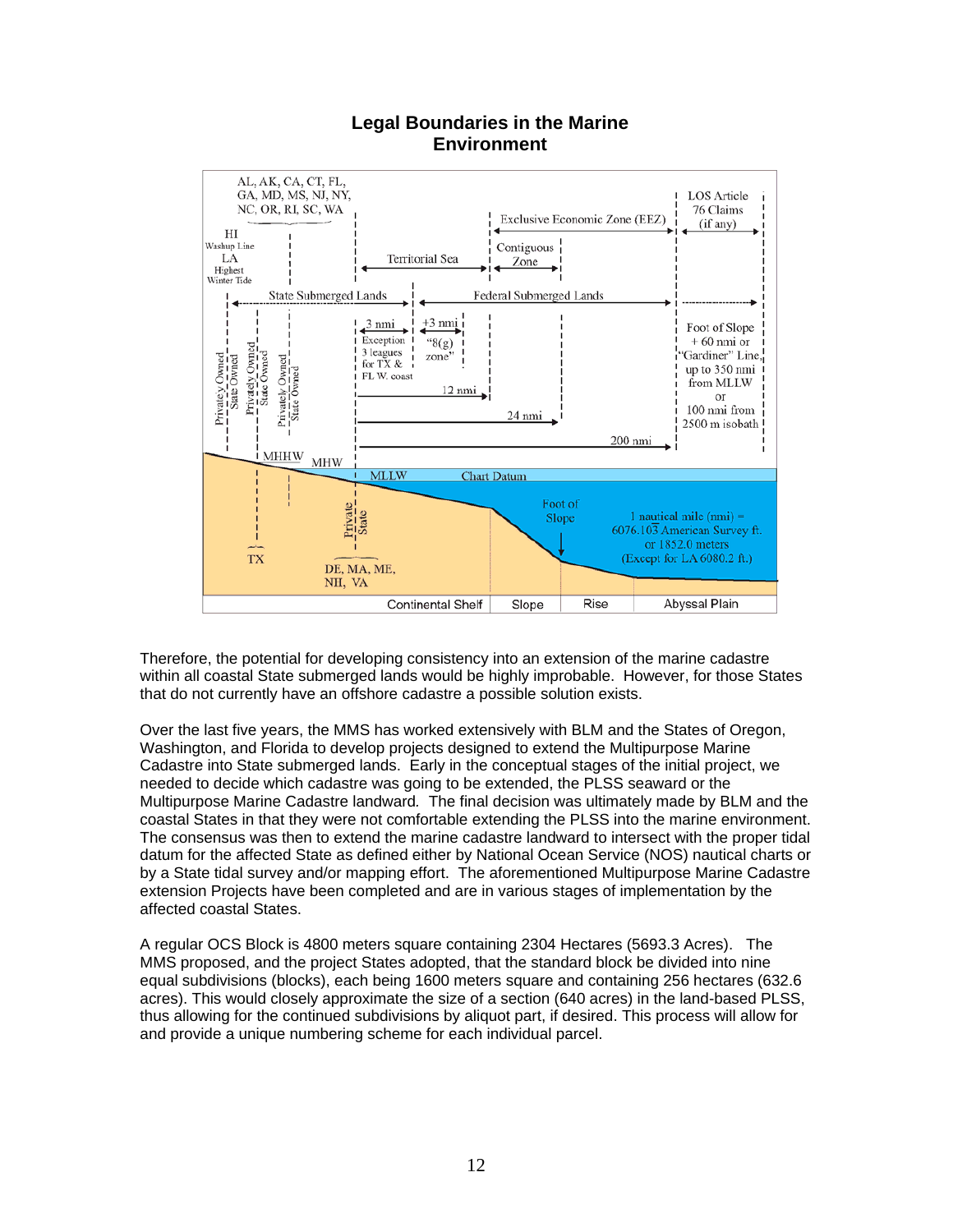**Legal Boundaries in the Marine Environment**

AL, AK, CA, CT, FL, GA, MD, MS, NJ, NY, NC, OR, RI, SC, WA

HI Washup Line

LA Highest Winter Tide

Exclusive Economic Zone (EEZ)

LOS Article 76 Claims (if any)

Territorial Sea

Contiguous Zone

State Submerged Lands

Federal Submerged Lands

3 nmi Exception 3 leagues for TX & FL W. coast

+3 nmi "8(g) zone"

12 nmi

24 nmi

200 nmi

Foot of Slope + 60 nmi or "Gardiner" Line, up to 350 nmi from MLLW or 100 nmi from 2500 m isobath

Privately Owned | State Owned

Privately Owned | State Owned

Privately Owned | State Owned

MHHW

MHW

MLLW

Chart Datum

Private | State

TX

DE, MA, ME, NH, VA

Foot of Slope

1 nautical mile (nmi) = 6076.103 American Survey ft. or 1852.0 meters (Except for LA 6080.2 ft.)

Continental Shelf | Slope | Rise | Abyssal Plain

Therefore, the potential for developing consistency into an extension of the marine cadastre within all coastal State submerged lands would be highly improbable. However, for those States that do not currently have an offshore cadastre a possible solution exists.

Over the last five years, the MMS has worked extensively with BLM and the States of Oregon, Washington, and Florida to develop projects designed to extend the Multipurpose Marine Cadastre into State submerged lands. Early in the conceptual stages of the initial project, we needed to decide which cadastre was going to be extended, the PLSS seaward or the Multipurpose Marine Cadastre landward. The final decision was ultimately made by BLM and the coastal States in that they were not comfortable extending the PLSS into the marine environment. The consensus was then to extend the marine cadastre landward to intersect with the proper tidal datum for the affected State as defined either by National Ocean Service (NOS) nautical charts or by a State tidal survey and/or mapping effort. The aforementioned Multipurpose Marine Cadastre extension Projects have been completed and are in various stages of implementation by the affected coastal States.

A regular OCS Block is 4800 meters square containing 2304 Hectares (5693.3 Acres). The MMS proposed, and the project States adopted, that the standard block be divided into nine equal subdivisions (blocks), each being 1600 meters square and containing 256 hectares (632.6 acres). This would closely approximate the size of a section (640 acres) in the land-based PLSS, thus allowing for the continued subdivisions by aliquot part, if desired. This process will allow for and provide a unique numbering scheme for each individual parcel.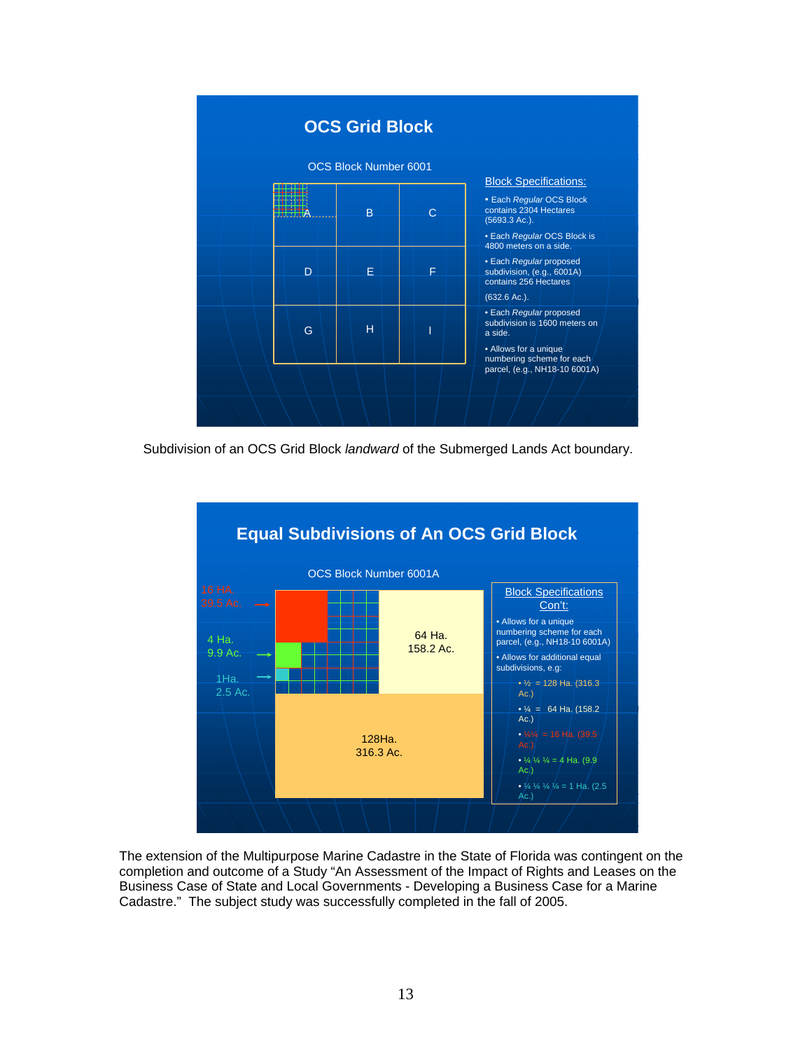## OCS Grid Block

OCS Block Number 6001

| A | B | C |
|---|---|---|
| D | E | F |
| G | H | I |

Block Specifications:

- Each *Regular* OCS Block contains 2304 Hectares (5693.3 Ac.).
- Each *Regular* OCS Block is 4800 meters on a side.
- Each *Regular* proposed subdivision, (e.g., 6001A) contains 256 Hectares (632.6 Ac.).
- Each *Regular* proposed subdivision is 1600 meters on a side.
- Allows for a unique numbering scheme for each parcel, (e.g., NH18-10 6001A)

Subdivision of an OCS Grid Block *landward* of the Submerged Lands Act boundary.

## Equal Subdivisions of An OCS Grid Block

OCS Block Number 6001A

16 HA. 39.5 Ac.

4 Ha. 9.9 Ac.

1Ha. 2.5 Ac.

64 Ha. 158.2 Ac.

128Ha. 316.3 Ac.

Block Specifications Con't:

- Allows for a unique numbering scheme for each parcel, (e.g., NH18-10 6001A)
- Allows for additional equal subdivisions, e.g:
  - ½ = 128 Ha. (316.3 Ac.)
  - ¼ = 64 Ha. (158.2 Ac.)
  - ¼¼ = 16 Ha. (39.5 Ac.)
  - ¼ ¼ ¼ = 4 Ha. (9.9 Ac.)
  - ¼ ¼ ¼ ¼ = 1 Ha. (2.5 Ac.)

The extension of the Multipurpose Marine Cadastre in the State of Florida was contingent on the completion and outcome of a Study "An Assessment of the Impact of Rights and Leases on the Business Case of State and Local Governments - Developing a Business Case for a Marine Cadastre." The subject study was successfully completed in the fall of 2005.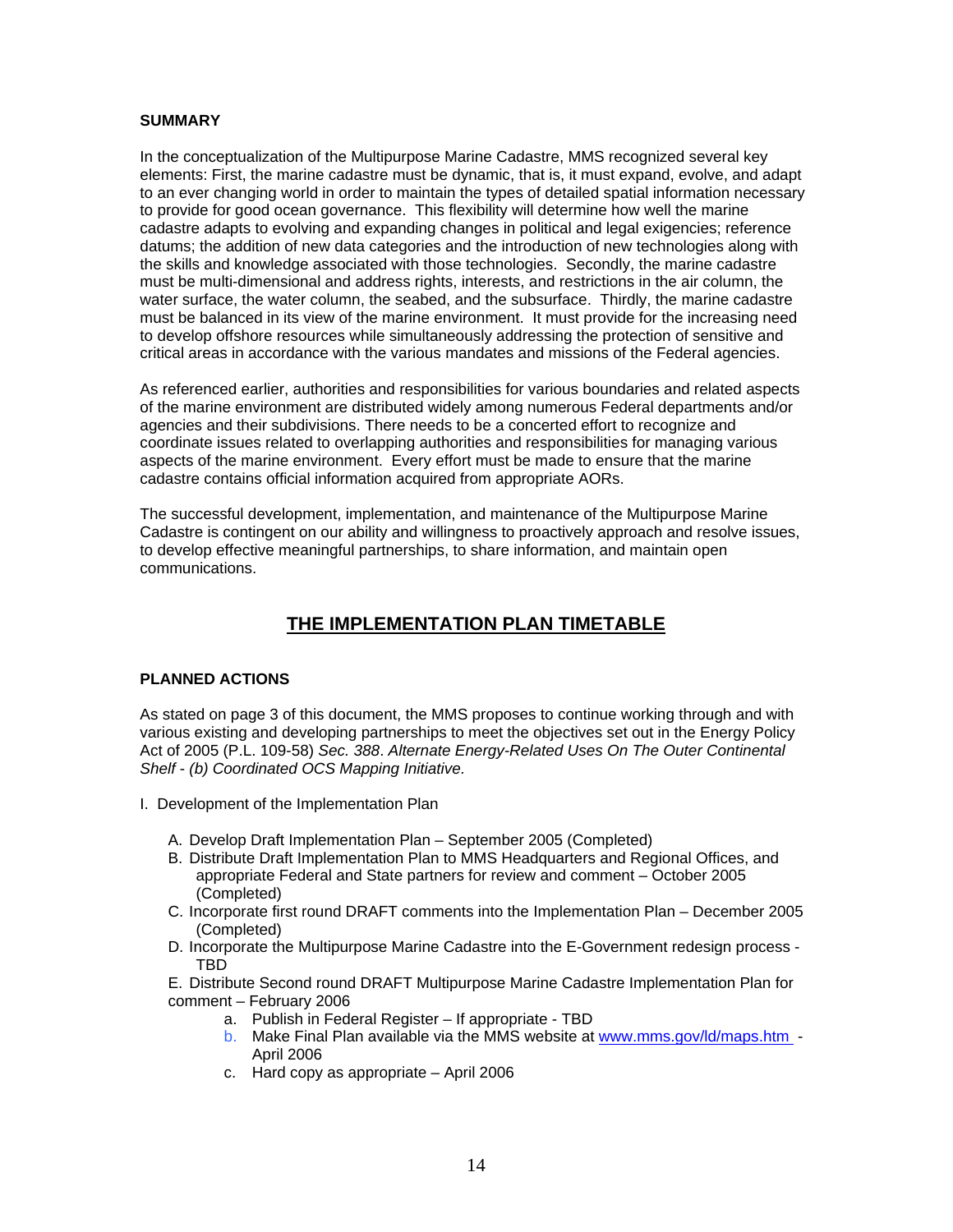**SUMMARY**

In the conceptualization of the Multipurpose Marine Cadastre, MMS recognized several key elements: First, the marine cadastre must be dynamic, that is, it must expand, evolve, and adapt to an ever changing world in order to maintain the types of detailed spatial information necessary to provide for good ocean governance. This flexibility will determine how well the marine cadastre adapts to evolving and expanding changes in political and legal exigencies; reference datums; the addition of new data categories and the introduction of new technologies along with the skills and knowledge associated with those technologies. Secondly, the marine cadastre must be multi-dimensional and address rights, interests, and restrictions in the air column, the water surface, the water column, the seabed, and the subsurface. Thirdly, the marine cadastre must be balanced in its view of the marine environment. It must provide for the increasing need to develop offshore resources while simultaneously addressing the protection of sensitive and critical areas in accordance with the various mandates and missions of the Federal agencies.

As referenced earlier, authorities and responsibilities for various boundaries and related aspects of the marine environment are distributed widely among numerous Federal departments and/or agencies and their subdivisions. There needs to be a concerted effort to recognize and coordinate issues related to overlapping authorities and responsibilities for managing various aspects of the marine environment. Every effort must be made to ensure that the marine cadastre contains official information acquired from appropriate AORs.

The successful development, implementation, and maintenance of the Multipurpose Marine Cadastre is contingent on our ability and willingness to proactively approach and resolve issues, to develop effective meaningful partnerships, to share information, and maintain open communications.

## THE IMPLEMENTATION PLAN TIMETABLE

**PLANNED ACTIONS**

As stated on page 3 of this document, the MMS proposes to continue working through and with various existing and developing partnerships to meet the objectives set out in the Energy Policy Act of 2005 (P.L. 109-58) *Sec. 388*. *Alternate Energy-Related Uses On The Outer Continental Shelf - (b) Coordinated OCS Mapping Initiative.*

I. Development of the Implementation Plan

- A. Develop Draft Implementation Plan – September 2005 (Completed)
- B. Distribute Draft Implementation Plan to MMS Headquarters and Regional Offices, and appropriate Federal and State partners for review and comment – October 2005 (Completed)
- C. Incorporate first round DRAFT comments into the Implementation Plan – December 2005 (Completed)
- D. Incorporate the Multipurpose Marine Cadastre into the E-Government redesign process - TBD
- E. Distribute Second round DRAFT Multipurpose Marine Cadastre Implementation Plan for comment – February 2006
    - a. Publish in Federal Register – If appropriate - TBD
    - b. Make Final Plan available via the MMS website at www.mms.gov/ld/maps.htm - April 2006
    - c. Hard copy as appropriate – April 2006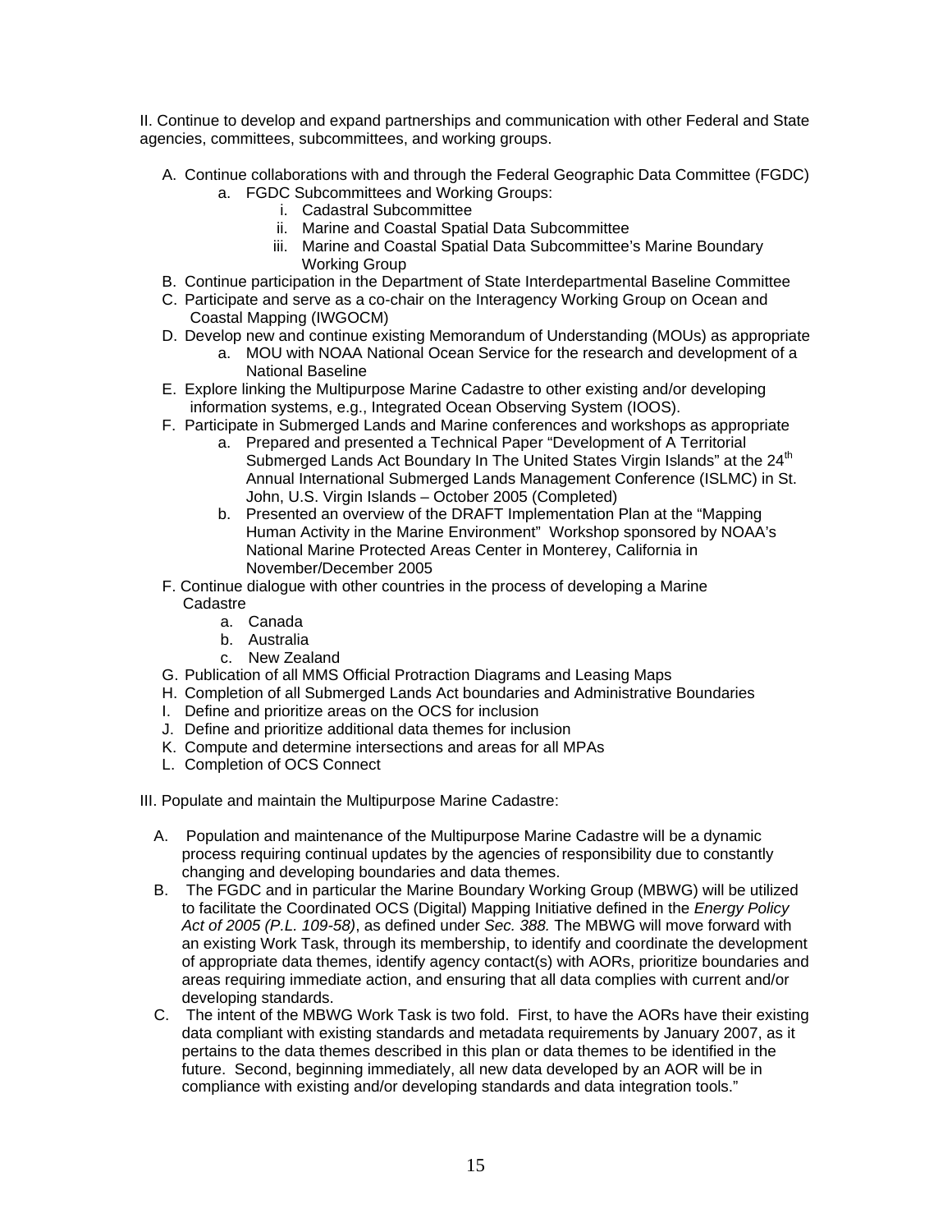II. Continue to develop and expand partnerships and communication with other Federal and State agencies, committees, subcommittees, and working groups.

A. Continue collaborations with and through the Federal Geographic Data Committee (FGDC)
    a. FGDC Subcommittees and Working Groups:
        i. Cadastral Subcommittee
        ii. Marine and Coastal Spatial Data Subcommittee
        iii. Marine and Coastal Spatial Data Subcommittee's Marine Boundary Working Group
B. Continue participation in the Department of State Interdepartmental Baseline Committee
C. Participate and serve as a co-chair on the Interagency Working Group on Ocean and Coastal Mapping (IWGOCM)
D. Develop new and continue existing Memorandum of Understanding (MOUs) as appropriate
    a. MOU with NOAA National Ocean Service for the research and development of a National Baseline
E. Explore linking the Multipurpose Marine Cadastre to other existing and/or developing information systems, e.g., Integrated Ocean Observing System (IOOS).
F. Participate in Submerged Lands and Marine conferences and workshops as appropriate
    a. Prepared and presented a Technical Paper "Development of A Territorial Submerged Lands Act Boundary In The United States Virgin Islands" at the 24th Annual International Submerged Lands Management Conference (ISLMC) in St. John, U.S. Virgin Islands – October 2005 (Completed)
    b. Presented an overview of the DRAFT Implementation Plan at the "Mapping Human Activity in the Marine Environment" Workshop sponsored by NOAA's National Marine Protected Areas Center in Monterey, California in November/December 2005
F. Continue dialogue with other countries in the process of developing a Marine Cadastre
    a. Canada
    b. Australia
    c. New Zealand
G. Publication of all MMS Official Protraction Diagrams and Leasing Maps
H. Completion of all Submerged Lands Act boundaries and Administrative Boundaries
I. Define and prioritize areas on the OCS for inclusion
J. Define and prioritize additional data themes for inclusion
K. Compute and determine intersections and areas for all MPAs
L. Completion of OCS Connect

III. Populate and maintain the Multipurpose Marine Cadastre:

A. Population and maintenance of the Multipurpose Marine Cadastre will be a dynamic process requiring continual updates by the agencies of responsibility due to constantly changing and developing boundaries and data themes.
B. The FGDC and in particular the Marine Boundary Working Group (MBWG) will be utilized to facilitate the Coordinated OCS (Digital) Mapping Initiative defined in the *Energy Policy Act of 2005 (P.L. 109-58)*, as defined under *Sec. 388.* The MBWG will move forward with an existing Work Task, through its membership, to identify and coordinate the development of appropriate data themes, identify agency contact(s) with AORs, prioritize boundaries and areas requiring immediate action, and ensuring that all data complies with current and/or developing standards.
C. The intent of the MBWG Work Task is two fold. First, to have the AORs have their existing data compliant with existing standards and metadata requirements by January 2007, as it pertains to the data themes described in this plan or data themes to be identified in the future. Second, beginning immediately, all new data developed by an AOR will be in compliance with existing and/or developing standards and data integration tools."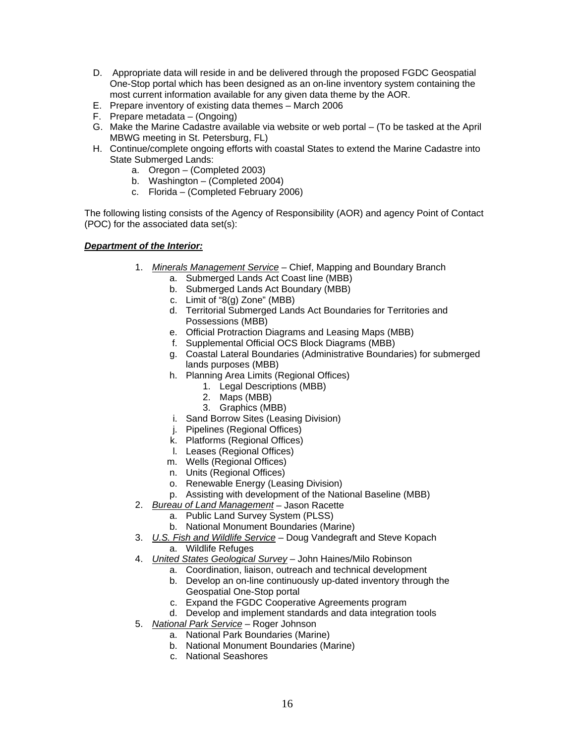D. Appropriate data will reside in and be delivered through the proposed FGDC Geospatial One-Stop portal which has been designed as an on-line inventory system containing the most current information available for any given data theme by the AOR.
E. Prepare inventory of existing data themes – March 2006
F. Prepare metadata – (Ongoing)
G. Make the Marine Cadastre available via website or web portal – (To be tasked at the April MBWG meeting in St. Petersburg, FL)
H. Continue/complete ongoing efforts with coastal States to extend the Marine Cadastre into State Submerged Lands:
    a. Oregon – (Completed 2003)
    b. Washington – (Completed 2004)
    c. Florida – (Completed February 2006)

The following listing consists of the Agency of Responsibility (AOR) and agency Point of Contact (POC) for the associated data set(s):

***Department of the Interior:***

1. *Minerals Management Service* – Chief, Mapping and Boundary Branch
    a. Submerged Lands Act Coast line (MBB)
    b. Submerged Lands Act Boundary (MBB)
    c. Limit of "8(g) Zone" (MBB)
    d. Territorial Submerged Lands Act Boundaries for Territories and Possessions (MBB)
    e. Official Protraction Diagrams and Leasing Maps (MBB)
    f. Supplemental Official OCS Block Diagrams (MBB)
    g. Coastal Lateral Boundaries (Administrative Boundaries) for submerged lands purposes (MBB)
    h. Planning Area Limits (Regional Offices)
        1. Legal Descriptions (MBB)
        2. Maps (MBB)
        3. Graphics (MBB)
    i. Sand Borrow Sites (Leasing Division)
    j. Pipelines (Regional Offices)
    k. Platforms (Regional Offices)
    l. Leases (Regional Offices)
    m. Wells (Regional Offices)
    n. Units (Regional Offices)
    o. Renewable Energy (Leasing Division)
    p. Assisting with development of the National Baseline (MBB)
2. *Bureau of Land Management* – Jason Racette
    a. Public Land Survey System (PLSS)
    b. National Monument Boundaries (Marine)
3. *U.S. Fish and Wildlife Service* – Doug Vandegraft and Steve Kopach
    a. Wildlife Refuges
4. *United States Geological Survey* – John Haines/Milo Robinson
    a. Coordination, liaison, outreach and technical development
    b. Develop an on-line continuously up-dated inventory through the Geospatial One-Stop portal
    c. Expand the FGDC Cooperative Agreements program
    d. Develop and implement standards and data integration tools
5. *National Park Service* – Roger Johnson
    a. National Park Boundaries (Marine)
    b. National Monument Boundaries (Marine)
    c. National Seashores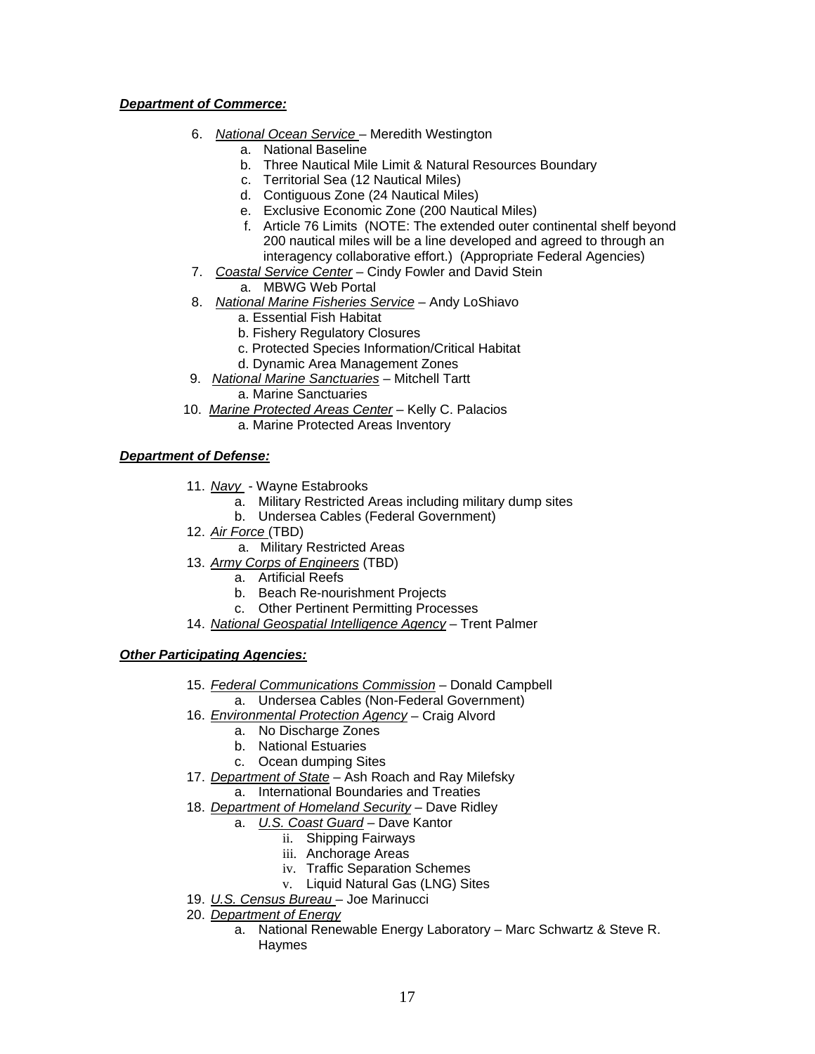***Department of Commerce:***

6. *National Ocean Service* – Meredith Westington
    a. National Baseline
    b. Three Nautical Mile Limit & Natural Resources Boundary
    c. Territorial Sea (12 Nautical Miles)
    d. Contiguous Zone (24 Nautical Miles)
    e. Exclusive Economic Zone (200 Nautical Miles)
    f. Article 76 Limits (NOTE: The extended outer continental shelf beyond 200 nautical miles will be a line developed and agreed to through an interagency collaborative effort.) (Appropriate Federal Agencies)
7. *Coastal Service Center* – Cindy Fowler and David Stein
    a. MBWG Web Portal
8. *National Marine Fisheries Service* – Andy LoShiavo
    a. Essential Fish Habitat
    b. Fishery Regulatory Closures
    c. Protected Species Information/Critical Habitat
    d. Dynamic Area Management Zones
9. *National Marine Sanctuaries* – Mitchell Tartt
    a. Marine Sanctuaries
10. *Marine Protected Areas Center* – Kelly C. Palacios
    a. Marine Protected Areas Inventory

***Department of Defense:***

11. *Navy* - Wayne Estabrooks
    a. Military Restricted Areas including military dump sites
    b. Undersea Cables (Federal Government)
12. *Air Force* (TBD)
    a. Military Restricted Areas
13. *Army Corps of Engineers* (TBD)
    a. Artificial Reefs
    b. Beach Re-nourishment Projects
    c. Other Pertinent Permitting Processes
14. *National Geospatial Intelligence Agency* – Trent Palmer

***Other Participating Agencies:***

15. *Federal Communications Commission* – Donald Campbell
    a. Undersea Cables (Non-Federal Government)
16. *Environmental Protection Agency* – Craig Alvord
    a. No Discharge Zones
    b. National Estuaries
    c. Ocean dumping Sites
17. *Department of State* – Ash Roach and Ray Milefsky
    a. International Boundaries and Treaties
18. *Department of Homeland Security* – Dave Ridley
    a. *U.S. Coast Guard* – Dave Kantor
        ii. Shipping Fairways
        iii. Anchorage Areas
        iv. Traffic Separation Schemes
        v. Liquid Natural Gas (LNG) Sites
19. *U.S. Census Bureau* – Joe Marinucci
20. *Department of Energy*
    a. National Renewable Energy Laboratory – Marc Schwartz & Steve R. Haymes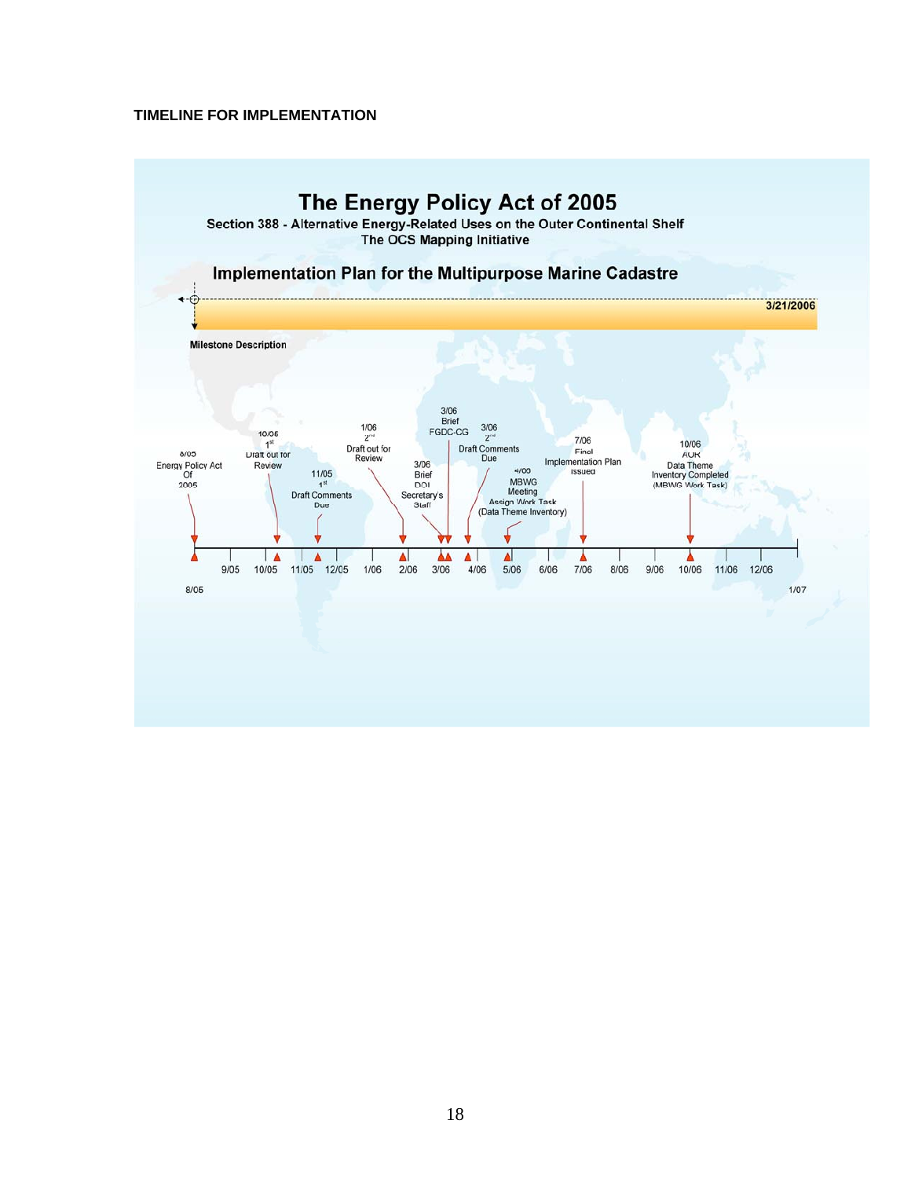**TIMELINE FOR IMPLEMENTATION**

# The Energy Policy Act of 2005

**Section 388 - Alternative Energy-Related Uses on the Outer Continental Shelf**
**The OCS Mapping Initiative**

## Implementation Plan for the Multipurpose Marine Cadastre

**3/21/2006**

**Milestone Description**

- 8/05 Energy Policy Act Of 2005
- 10/05 1st Draft out for Review
- 11/05 1st Draft Comments Due
- 1/06 2nd Draft out for Review
- 3/06 Brief DOI Secretary's Staff
- 3/06 Brief FGDC-CG
- 3/06 2nd Draft Comments Due
- 4/06 MBWG Meeting Assign Work Task (Data Theme Inventory)
- 7/06 Final Implementation Plan Issued
- 10/06 AOR Data Theme Inventory Completed (MBWG Work Task)

8/05 | 9/05 | 10/05 | 11/05 | 12/05 | 1/06 | 2/06 | 3/06 | 4/06 | 5/06 | 6/06 | 7/06 | 8/06 | 9/06 | 10/06 | 11/06 | 12/06 | 1/07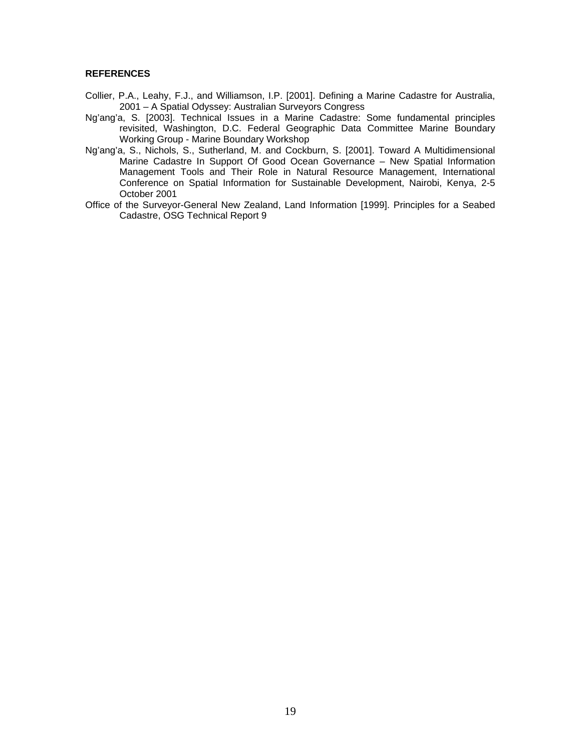**REFERENCES**

Collier, P.A., Leahy, F.J., and Williamson, I.P. [2001]. Defining a Marine Cadastre for Australia, 2001 – A Spatial Odyssey: Australian Surveyors Congress

Ng'ang'a, S. [2003]. Technical Issues in a Marine Cadastre: Some fundamental principles revisited, Washington, D.C. Federal Geographic Data Committee Marine Boundary Working Group - Marine Boundary Workshop

Ng'ang'a, S., Nichols, S., Sutherland, M. and Cockburn, S. [2001]. Toward A Multidimensional Marine Cadastre In Support Of Good Ocean Governance – New Spatial Information Management Tools and Their Role in Natural Resource Management, International Conference on Spatial Information for Sustainable Development, Nairobi, Kenya, 2-5 October 2001

Office of the Surveyor-General New Zealand, Land Information [1999]. Principles for a Seabed Cadastre, OSG Technical Report 9